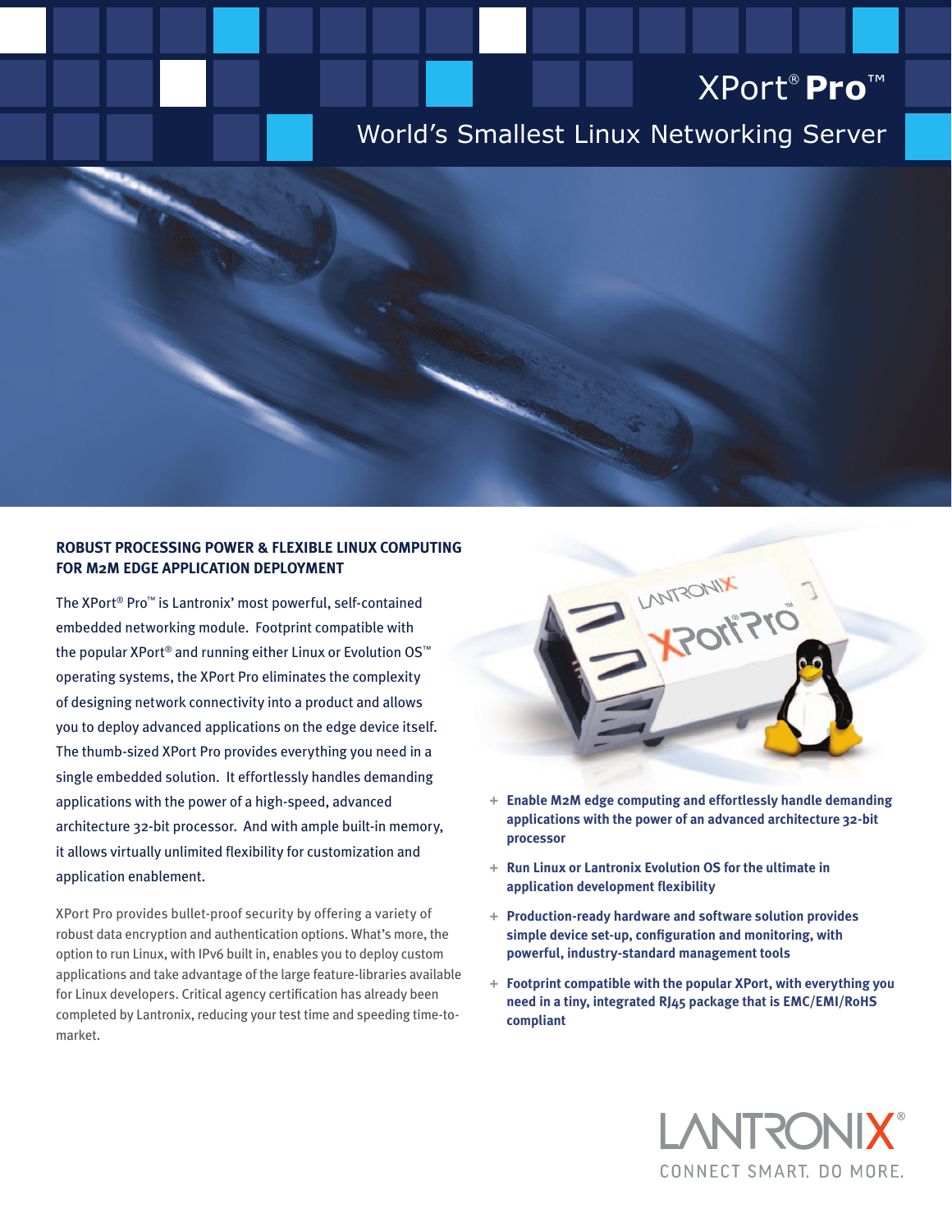# XPort® Pro™

## World's Smallest Linux Networking Server

### ROBUST PROCESSING POWER & FLEXIBLE LINUX COMPUTING FOR M2M EDGE APPLICATION DEPLOYMENT

The XPort® Pro™ is Lantronix' most powerful, self-contained embedded networking module. Footprint compatible with the popular XPort® and running either Linux or Evolution OS™ operating systems, the XPort Pro eliminates the complexity of designing network connectivity into a product and allows you to deploy advanced applications on the edge device itself. The thumb-sized XPort Pro provides everything you need in a single embedded solution. It effortlessly handles demanding applications with the power of a high-speed, advanced architecture 32-bit processor. And with ample built-in memory, it allows virtually unlimited flexibility for customization and application enablement.

XPort Pro provides bullet-proof security by offering a variety of robust data encryption and authentication options. What's more, the option to run Linux, with IPv6 built in, enables you to deploy custom applications and take advantage of the large feature-libraries available for Linux developers. Critical agency certification has already been completed by Lantronix, reducing your test time and speeding time-to-market.

- **Enable M2M edge computing and effortlessly handle demanding applications with the power of an advanced architecture 32-bit processor**
- **Run Linux or Lantronix Evolution OS for the ultimate in application development flexibility**
- **Production-ready hardware and software solution provides simple device set-up, configuration and monitoring, with powerful, industry-standard management tools**
- **Footprint compatible with the popular XPort, with everything you need in a tiny, integrated RJ45 package that is EMC/EMI/RoHS compliant**

LANTRONIX®
CONNECT SMART. DO MORE.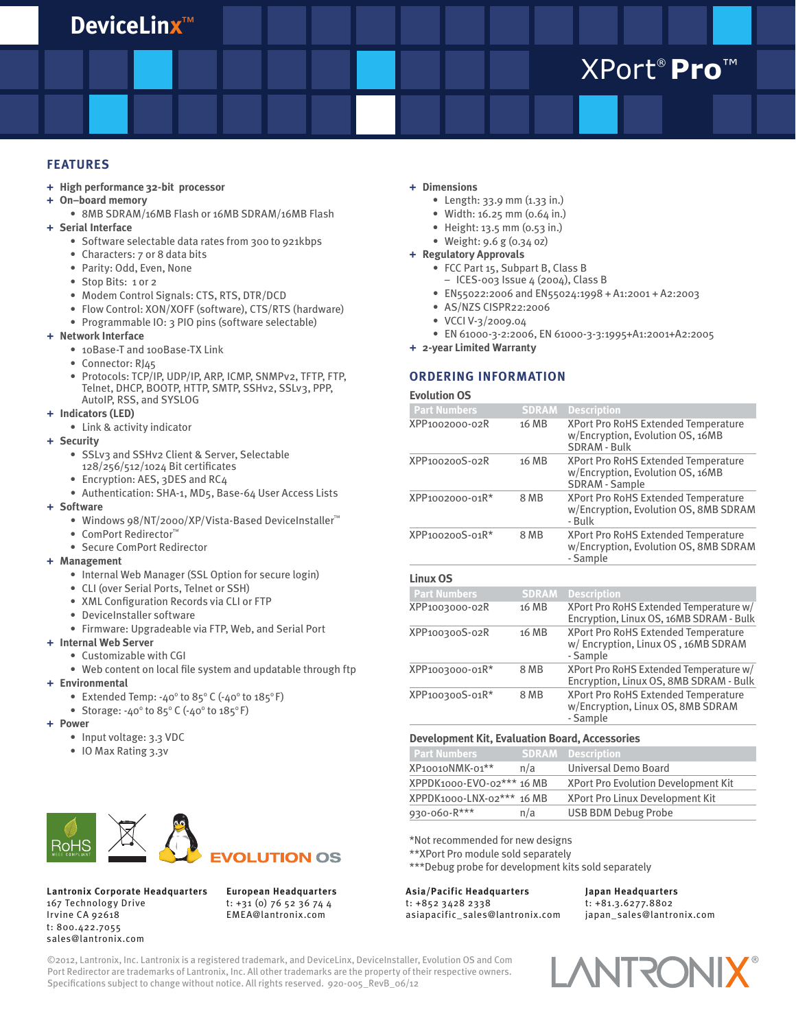# DeviceLinx™ XPort® Pro™

## FEATURES

- **High performance 32-bit processor**
- **On–board memory**
  - 8MB SDRAM/16MB Flash or 16MB SDRAM/16MB Flash
- **Serial Interface**
  - Software selectable data rates from 300 to 921kbps
  - Characters: 7 or 8 data bits
  - Parity: Odd, Even, None
  - Stop Bits: 1 or 2
  - Modem Control Signals: CTS, RTS, DTR/DCD
  - Flow Control: XON/XOFF (software), CTS/RTS (hardware)
  - Programmable IO: 3 PIO pins (software selectable)
- **Network Interface**
  - 10Base-T and 100Base-TX Link
  - Connector: RJ45
  - Protocols: TCP/IP, UDP/IP, ARP, ICMP, SNMPv2, TFTP, FTP, Telnet, DHCP, BOOTP, HTTP, SMTP, SSHv2, SSLv3, PPP, AutoIP, RSS, and SYSLOG
- **Indicators (LED)**
  - Link & activity indicator
- **Security**
  - SSLv3 and SSHv2 Client & Server, Selectable 128/256/512/1024 Bit certificates
  - Encryption: AES, 3DES and RC4
  - Authentication: SHA-1, MD5, Base-64 User Access Lists
- **Software**
  - Windows 98/NT/2000/XP/Vista-Based DeviceInstaller™
  - ComPort Redirector™
  - Secure ComPort Redirector
- **Management**
  - Internal Web Manager (SSL Option for secure login)
  - CLI (over Serial Ports, Telnet or SSH)
  - XML Configuration Records via CLI or FTP
  - DeviceInstaller software
  - Firmware: Upgradeable via FTP, Web, and Serial Port
- **Internal Web Server**
  - Customizable with CGI
  - Web content on local file system and updatable through ftp
- **Environmental**
  - Extended Temp: -40° to 85° C (-40° to 185° F)
  - Storage: -40° to 85° C (-40° to 185° F)
- **Power**
  - Input voltage: 3.3 VDC
  - IO Max Rating 3.3v
- **Dimensions**
  - Length: 33.9 mm (1.33 in.)
  - Width: 16.25 mm (0.64 in.)
  - Height: 13.5 mm (0.53 in.)
  - Weight: 9.6 g (0.34 oz)
- **Regulatory Approvals**
  - FCC Part 15, Subpart B, Class B
    - ICES-003 Issue 4 (2004), Class B
  - EN55022:2006 and EN55024:1998 + A1:2001 + A2:2003
  - AS/NZS CISPR22:2006
  - VCCI V-3/2009.04
  - EN 61000-3-2:2006, EN 61000-3-3:1995+A1:2001+A2:2005
- **2-year Limited Warranty**

## ORDERING INFORMATION

### Evolution OS

| Part Numbers | SDRAM | Description |
|---|---|---|
| XPP1002000-02R | 16 MB | XPort Pro RoHS Extended Temperature w/Encryption, Evolution OS, 16MB SDRAM - Bulk |
| XPP100200S-02R | 16 MB | XPort Pro RoHS Extended Temperature w/Encryption, Evolution OS, 16MB SDRAM - Sample |
| XPP1002000-01R* | 8 MB | XPort Pro RoHS Extended Temperature w/Encryption, Evolution OS, 8MB SDRAM - Bulk |
| XPP100200S-01R* | 8 MB | XPort Pro RoHS Extended Temperature w/Encryption, Evolution OS, 8MB SDRAM - Sample |

### Linux OS

| Part Numbers | SDRAM | Description |
|---|---|---|
| XPP1003000-02R | 16 MB | XPort Pro RoHS Extended Temperature w/ Encryption, Linux OS, 16MB SDRAM - Bulk |
| XPP100300S-02R | 16 MB | XPort Pro RoHS Extended Temperature w/ Encryption, Linux OS , 16MB SDRAM - Sample |
| XPP1003000-01R* | 8 MB | XPort Pro RoHS Extended Temperature w/ Encryption, Linux OS, 8MB SDRAM - Bulk |
| XPP100300S-01R* | 8 MB | XPort Pro RoHS Extended Temperature w/Encryption, Linux OS, 8MB SDRAM - Sample |

### Development Kit, Evaluation Board, Accessories

| Part Numbers | SDRAM | Description |
|---|---|---|
| XP10010NMK-01** | n/a | Universal Demo Board |
| XPPDK1000-EVO-02*** | 16 MB | XPort Pro Evolution Development Kit |
| XPPDK1000-LNX-02*** | 16 MB | XPort Pro Linux Development Kit |
| 930-060-R*** | n/a | USB BDM Debug Probe |

*Not recommended for new designs
**XPort Pro module sold separately
***Debug probe for development kits sold separately

RoHS WEEE COMPLIANT
EVOLUTION OS

**Lantronix Corporate Headquarters**
167 Technology Drive
Irvine CA 92618
t: 800.422.7055
sales@lantronix.com

**European Headquarters**
t: +31 (0) 76 52 36 74 4
EMEA@lantronix.com

**Asia/Pacific Headquarters**
t: +852 3428 2338
asiapacific_sales@lantronix.com

**Japan Headquarters**
t: +81.3.6277.8802
japan_sales@lantronix.com

©2012, Lantronix, Inc. Lantronix is a registered trademark, and DeviceLinx, DeviceInstaller, Evolution OS and Com Port Redirector are trademarks of Lantronix, Inc. All other trademarks are the property of their respective owners. Specifications subject to change without notice. All rights reserved. 920-005_RevB_06/12

LANTRONIX®